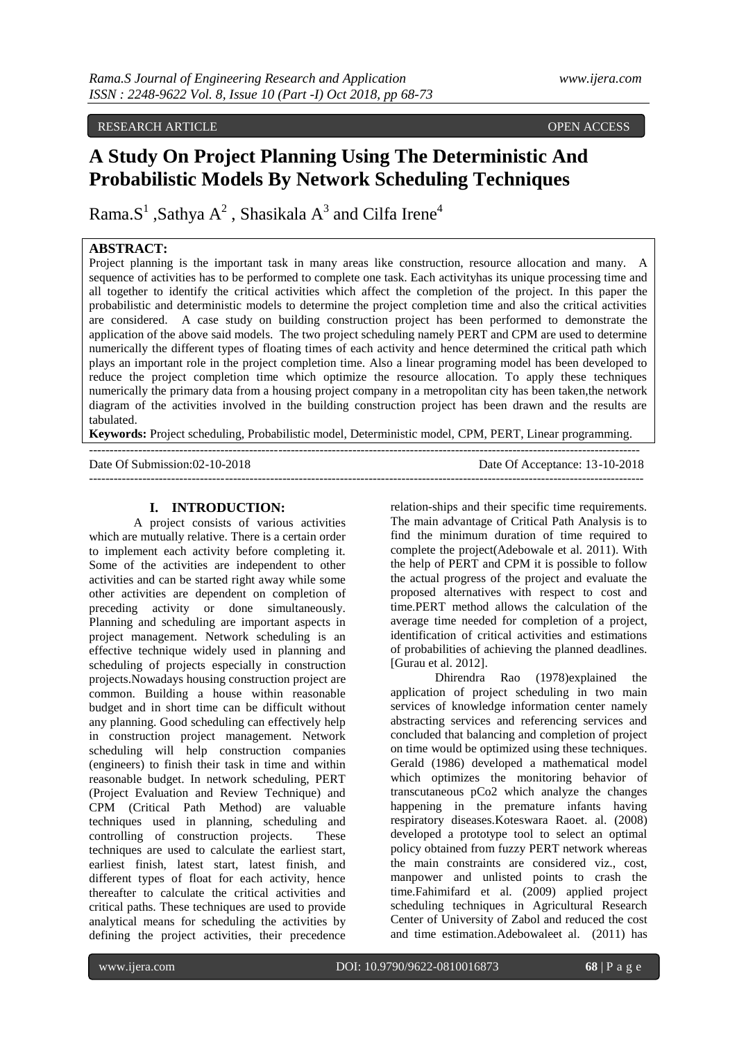RESEARCH ARTICLE OPEN ACCESS

# A Study On Project Planning Using The Deterministic And Probabilistic Models By Network Scheduling Techniques

Rama.S[1] ,Sathya A[2] , Shasikala A[3] and Cilfa Irene[4]

**ABSTRACT:**

Project planning is the important task in many areas like construction, resource allocation and many. A sequence of activities has to be performed to complete one task. Each activityhas its unique processing time and all together to identify the critical activities which affect the completion of the project. In this paper the probabilistic and deterministic models to determine the project completion time and also the critical activities are considered. A case study on building construction project has been performed to demonstrate the application of the above said models. The two project scheduling namely PERT and CPM are used to determine numerically the different types of floating times of each activity and hence determined the critical path which plays an important role in the project completion time. Also a linear programing model has been developed to reduce the project completion time which optimize the resource allocation. To apply these techniques numerically the primary data from a housing project company in a metropolitan city has been taken,the network diagram of the activities involved in the building construction project has been drawn and the results are tabulated.

**Keywords:** Project scheduling, Probabilistic model, Deterministic model, CPM, PERT, Linear programming.

Date Of Submission:02-10-2018 Date Of Acceptance: 13-10-2018

## I. INTRODUCTION:

A project consists of various activities which are mutually relative. There is a certain order to implement each activity before completing it. Some of the activities are independent to other activities and can be started right away while some other activities are dependent on completion of preceding activity or done simultaneously. Planning and scheduling are important aspects in project management. Network scheduling is an effective technique widely used in planning and scheduling of projects especially in construction projects.Nowadays housing construction project are common. Building a house within reasonable budget and in short time can be difficult without any planning. Good scheduling can effectively help in construction project management. Network scheduling will help construction companies (engineers) to finish their task in time and within reasonable budget. In network scheduling, PERT (Project Evaluation and Review Technique) and CPM (Critical Path Method) are valuable techniques used in planning, scheduling and controlling of construction projects. These techniques are used to calculate the earliest start, earliest finish, latest start, latest finish, and different types of float for each activity, hence thereafter to calculate the critical activities and critical paths. These techniques are used to provide analytical means for scheduling the activities by defining the project activities, their precedence relation-ships and their specific time requirements. The main advantage of Critical Path Analysis is to find the minimum duration of time required to complete the project(Adebowale et al. 2011). With the help of PERT and CPM it is possible to follow the actual progress of the project and evaluate the proposed alternatives with respect to cost and time.PERT method allows the calculation of the average time needed for completion of a project, identification of critical activities and estimations of probabilities of achieving the planned deadlines. [Gurau et al. 2012].

Dhirendra Rao (1978)explained the application of project scheduling in two main services of knowledge information center namely abstracting services and referencing services and concluded that balancing and completion of project on time would be optimized using these techniques. Gerald (1986) developed a mathematical model which optimizes the monitoring behavior of transcutaneous pCo2 which analyze the changes happening in the premature infants having respiratory diseases.Koteswara Raoet. al. (2008) developed a prototype tool to select an optimal policy obtained from fuzzy PERT network whereas the main constraints are considered viz., cost, manpower and unlisted points to crash the time.Fahimifard et al. (2009) applied project scheduling techniques in Agricultural Research Center of University of Zabol and reduced the cost and time estimation.Adebowaleet al. (2011) has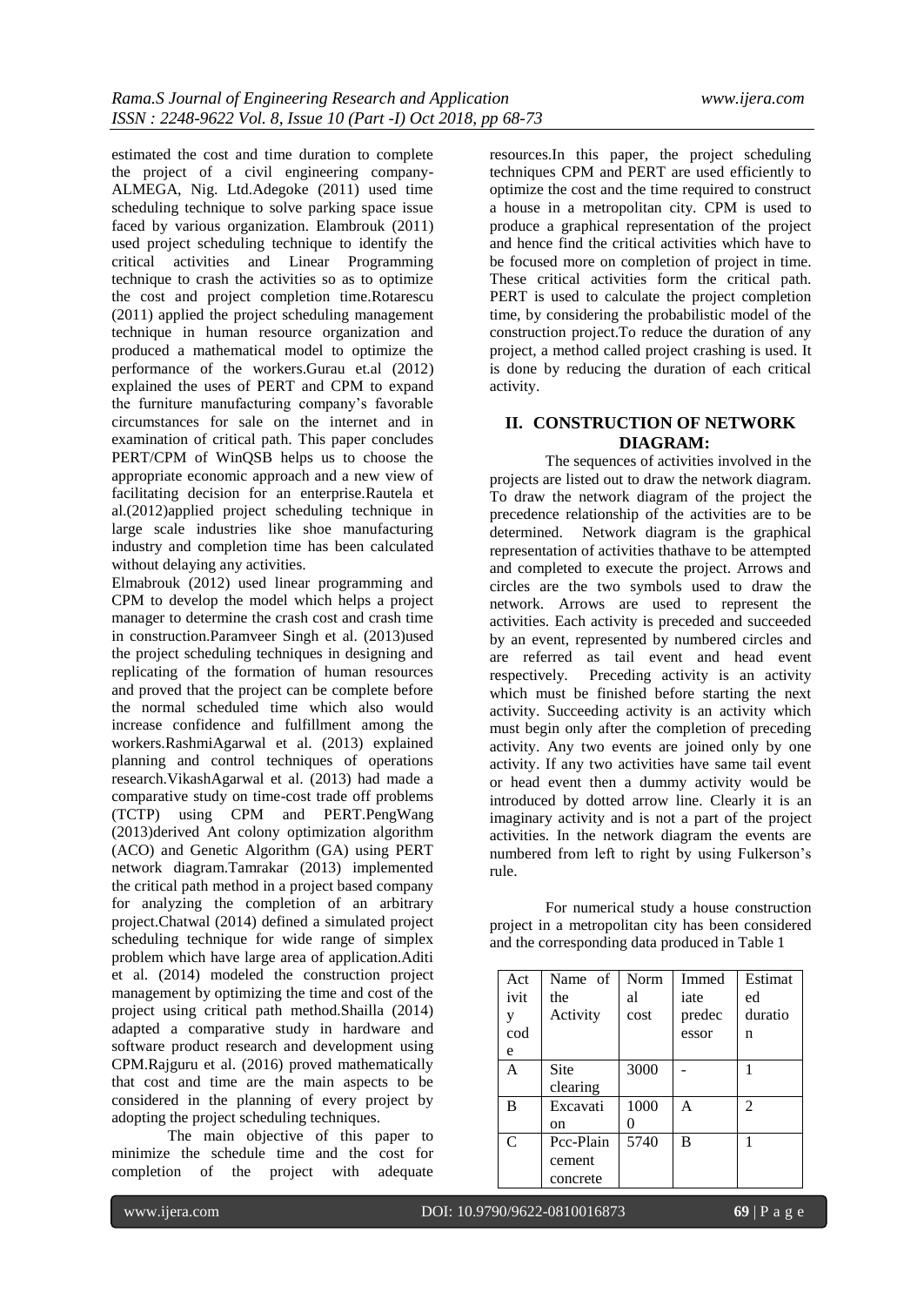estimated the cost and time duration to complete the project of a civil engineering company- ALMEGA, Nig. Ltd.Adegoke (2011) used time scheduling technique to solve parking space issue faced by various organization. Elambrouk (2011) used project scheduling technique to identify the critical activities and Linear Programming technique to crash the activities so as to optimize the cost and project completion time.Rotarescu (2011) applied the project scheduling management technique in human resource organization and produced a mathematical model to optimize the performance of the workers.Gurau et.al (2012) explained the uses of PERT and CPM to expand the furniture manufacturing company's favorable circumstances for sale on the internet and in examination of critical path. This paper concludes PERT/CPM of WinQSB helps us to choose the appropriate economic approach and a new view of facilitating decision for an enterprise.Rautela et al.(2012)applied project scheduling technique in large scale industries like shoe manufacturing industry and completion time has been calculated without delaying any activities.

Elmabrouk (2012) used linear programming and CPM to develop the model which helps a project manager to determine the crash cost and crash time in construction.Paramveer Singh et al. (2013)used the project scheduling techniques in designing and replicating of the formation of human resources and proved that the project can be complete before the normal scheduled time which also would increase confidence and fulfillment among the workers.RashmiAgarwal et al. (2013) explained planning and control techniques of operations research.VikashAgarwal et al. (2013) had made a comparative study on time-cost trade off problems (TCTP) using CPM and PERT.PengWang (2013)derived Ant colony optimization algorithm (ACO) and Genetic Algorithm (GA) using PERT network diagram.Tamrakar (2013) implemented the critical path method in a project based company for analyzing the completion of an arbitrary project.Chatwal (2014) defined a simulated project scheduling technique for wide range of simplex problem which have large area of application.Aditi et al. (2014) modeled the construction project management by optimizing the time and cost of the project using critical path method.Shailla (2014) adapted a comparative study in hardware and software product research and development using CPM.Rajguru et al. (2016) proved mathematically that cost and time are the main aspects to be considered in the planning of every project by adopting the project scheduling techniques.

The main objective of this paper to minimize the schedule time and the cost for completion of the project with adequate resources.In this paper, the project scheduling techniques CPM and PERT are used efficiently to optimize the cost and the time required to construct a house in a metropolitan city. CPM is used to produce a graphical representation of the project and hence find the critical activities which have to be focused more on completion of project in time. These critical activities form the critical path. PERT is used to calculate the project completion time, by considering the probabilistic model of the construction project.To reduce the duration of any project, a method called project crashing is used. It is done by reducing the duration of each critical activity.

## II. CONSTRUCTION OF NETWORK DIAGRAM:

The sequences of activities involved in the projects are listed out to draw the network diagram. To draw the network diagram of the project the precedence relationship of the activities are to be determined. Network diagram is the graphical representation of activities thathave to be attempted and completed to execute the project. Arrows and circles are the two symbols used to draw the network. Arrows are used to represent the activities. Each activity is preceded and succeeded by an event, represented by numbered circles and are referred as tail event and head event respectively. Preceding activity is an activity which must be finished before starting the next activity. Succeeding activity is an activity which must begin only after the completion of preceding activity. Any two events are joined only by one activity. If any two activities have same tail event or head event then a dummy activity would be introduced by dotted arrow line. Clearly it is an imaginary activity and is not a part of the project activities. In the network diagram the events are numbered from left to right by using Fulkerson's rule.

For numerical study a house construction project in a metropolitan city has been considered and the corresponding data produced in Table 1

| Activity code | Name of the Activity | Normal cost | Immediate predecessor | Estimated duration |
|---|---|---|---|---|
| A | Site clearing | 3000 | - | 1 |
| B | Excavation | 10000 | A | 2 |
| C | Pcc-Plain cement concrete | 5740 | B | 1 |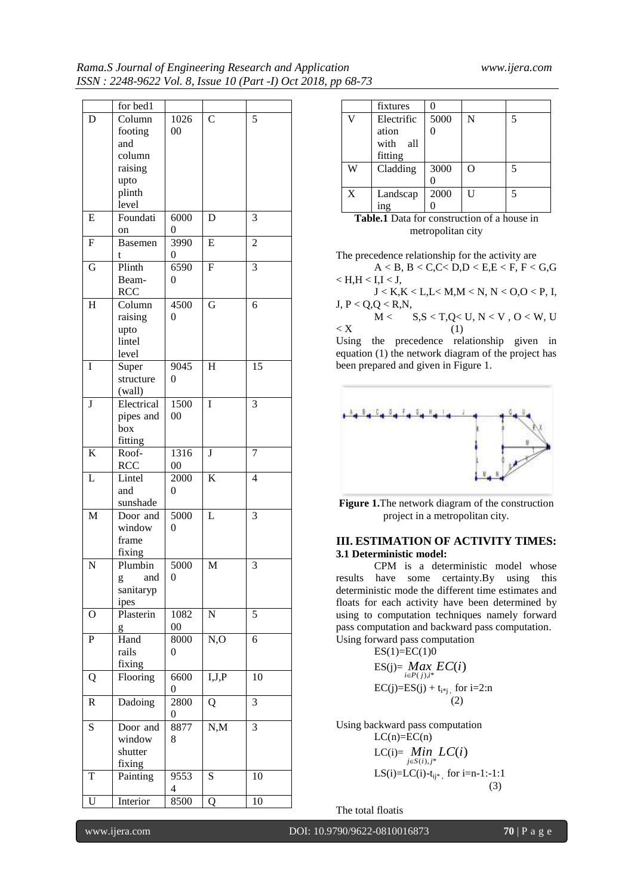| | for bed1 | | | |
|---|---|---|---|---|
| D | Column footing and column raising upto plinth level | 102600 | C | 5 |
| E | Foundation | 60000 | D | 3 |
| F | Basement | 39900 | E | 2 |
| G | Plinth Beam-RCC | 65900 | F | 3 |
| H | Column raising upto lintel level | 45000 | G | 6 |
| I | Super structure (wall) | 90450 | H | 15 |
| J | Electrical pipes and box fitting | 150000 | I | 3 |
| K | Roof-RCC | 131600 | J | 7 |
| L | Lintel and sunshade | 20000 | K | 4 |
| M | Door and window frame fixing | 50000 | L | 3 |
| N | Plumbing and sanitarypipes | 50000 | M | 3 |
| O | Plastering | 108200 | N | 5 |
| P | Hand rails fixing | 80000 | N,O | 6 |
| Q | Flooring | 66000 | I,J,P | 10 |
| R | Dadoing | 28000 | Q | 3 |
| S | Door and window shutter fixing | 88778 | N,M | 3 |
| T | Painting | 95534 | S | 10 |
| U | Interior fixtures | 85000 | Q | 10 |
| V | Electrification with all fitting | 50000 | N | 5 |
| W | Cladding | 30000 | O | 5 |
| X | Landscaping | 20000 | U | 5 |

**Table.1** Data for construction of a house in metropolitan city

The precedence relationship for the activity are

A < B, B < C,C< D,D < E,E < F, F < G,G < H,H < I,I < J,

J < K,K < L,L< M,M < N, N < O,O < P, I, J, P < Q,Q < R,N,

M < S,S < T,Q< U, N < V , O < W, U < X (1)

Using the precedence relationship given in equation (1) the network diagram of the project has been prepared and given in Figure 1.

**Figure 1.**The network diagram of the construction project in a metropolitan city.

## III. ESTIMATION OF ACTIVITY TIMES:

### 3.1 Deterministic model:

CPM is a deterministic model whose results have some certainty.By using this deterministic mode the different time estimates and floats for each activity have been determined by using to computation techniques namely forward pass computation and backward pass computation.

Using forward pass computation

$$ES(1)=EC(1)0$$

$$ES(j)= \underset{i \in P(j), i^*}{Max}\ EC(i)$$

$$EC(j)=ES(j) + t_{i*j}, \text{ for } i=2:n \quad (2)$$

Using backward pass computation

$$LC(n)=EC(n)$$

$$LC(i)= \underset{j \in S(i), j^*}{Min}\ LC(i)$$

$$LS(i)=LC(i)-t_{ij^*}, \text{ for } i=n-1:-1:1 \quad (3)$$

The total floatis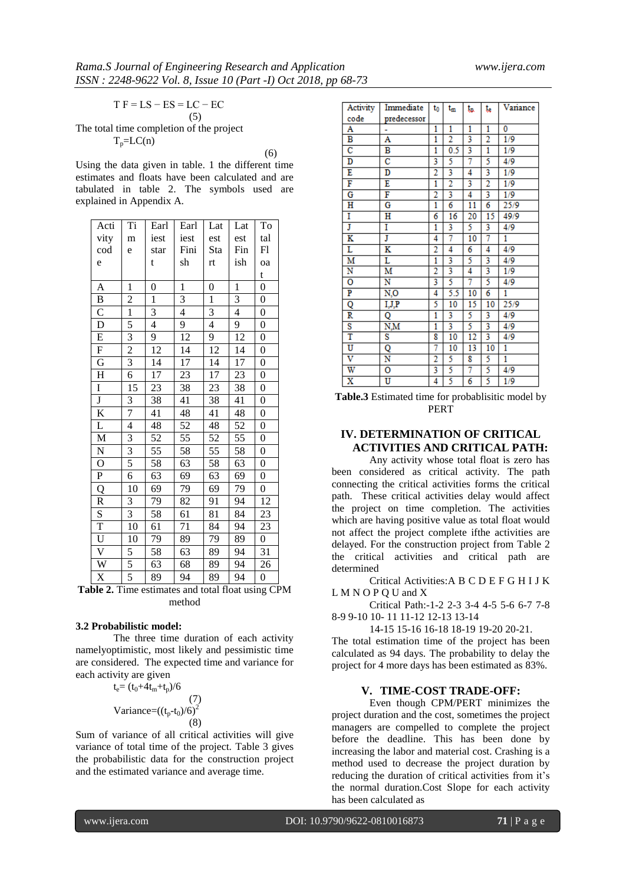$$T\,F = LS - ES = LC - EC \quad (5)$$

The total time completion of the project

$$T_p = LC(n) \quad (6)$$

Using the data given in table. 1 the different time estimates and floats have been calculated and are tabulated in table 2. The symbols used are explained in Appendix A.

| Activity code | Time | Earliest start | Earliest Finish | Latest Start | Latest Finish | Total Float |
|---|---|---|---|---|---|---|
| A | 1 | 0 | 1 | 0 | 1 | 0 |
| B | 2 | 1 | 3 | 1 | 3 | 0 |
| C | 1 | 3 | 4 | 3 | 4 | 0 |
| D | 5 | 4 | 9 | 4 | 9 | 0 |
| E | 3 | 9 | 12 | 9 | 12 | 0 |
| F | 2 | 12 | 14 | 12 | 14 | 0 |
| G | 3 | 14 | 17 | 14 | 17 | 0 |
| H | 6 | 17 | 23 | 17 | 23 | 0 |
| I | 15 | 23 | 38 | 23 | 38 | 0 |
| J | 3 | 38 | 41 | 38 | 41 | 0 |
| K | 7 | 41 | 48 | 41 | 48 | 0 |
| L | 4 | 48 | 52 | 48 | 52 | 0 |
| M | 3 | 52 | 55 | 52 | 55 | 0 |
| N | 3 | 55 | 58 | 55 | 58 | 0 |
| O | 5 | 58 | 63 | 58 | 63 | 0 |
| P | 6 | 63 | 69 | 63 | 69 | 0 |
| Q | 10 | 69 | 79 | 69 | 79 | 0 |
| R | 3 | 79 | 82 | 91 | 94 | 12 |
| S | 3 | 58 | 61 | 81 | 84 | 23 |
| T | 10 | 61 | 71 | 84 | 94 | 23 |
| U | 10 | 79 | 89 | 79 | 89 | 0 |
| V | 5 | 58 | 63 | 89 | 94 | 31 |
| W | 5 | 63 | 68 | 89 | 94 | 26 |
| X | 5 | 89 | 94 | 89 | 94 | 0 |

**Table 2.** Time estimates and total float using CPM method

### 3.2 Probabilistic model:

The three time duration of each activity namelyoptimistic, most likely and pessimistic time are considered. The expected time and variance for each activity are given

$$t_e = (t_0 + 4t_m + t_p)/6 \quad (7)$$

$$\text{Variance} = ((t_p - t_0)/6)^2 \quad (8)$$

Sum of variance of all critical activities will give variance of total time of the project. Table 3 gives the probabilistic data for the construction project and the estimated variance and average time.

| Activity code | Immediate predecessor | $t_0$ | $t_m$ | $t_p$ | $t_e$ | Variance |
|---|---|---|---|---|---|---|
| A | - | 1 | 1 | 1 | 1 | 0 |
| B | A | 1 | 2 | 3 | 2 | 1/9 |
| C | B | 1 | 0.5 | 3 | 1 | 1/9 |
| D | C | 3 | 5 | 7 | 5 | 4/9 |
| E | D | 2 | 3 | 4 | 3 | 1/9 |
| F | E | 1 | 2 | 3 | 2 | 1/9 |
| G | F | 2 | 3 | 4 | 3 | 1/9 |
| H | G | 1 | 6 | 11 | 6 | 25/9 |
| I | H | 6 | 16 | 20 | 15 | 49/9 |
| J | I | 1 | 3 | 5 | 3 | 4/9 |
| K | J | 4 | 7 | 10 | 7 | 1 |
| L | K | 2 | 4 | 6 | 4 | 4/9 |
| M | L | 1 | 3 | 5 | 3 | 4/9 |
| N | M | 2 | 3 | 4 | 3 | 1/9 |
| O | N | 3 | 5 | 7 | 5 | 4/9 |
| P | N,O | 4 | 5.5 | 10 | 6 | 1 |
| Q | I,J,P | 5 | 10 | 15 | 10 | 25/9 |
| R | Q | 1 | 3 | 5 | 3 | 4/9 |
| S | N,M | 1 | 3 | 5 | 3 | 4/9 |
| T | S | 8 | 10 | 12 | 3 | 4/9 |
| U | Q | 7 | 10 | 13 | 10 | 1 |
| V | N | 2 | 5 | 8 | 5 | 1 |
| W | O | 3 | 5 | 7 | 5 | 4/9 |
| X | U | 4 | 5 | 6 | 5 | 1/9 |

**Table.3** Estimated time for probablisitic model by PERT

## IV. DETERMINATION OF CRITICAL ACTIVITIES AND CRITICAL PATH:

Any activity whose total float is zero has been considered as critical activity. The path connecting the critical activities forms the critical path. These critical activities delay would affect the project on time completion. The activities which are having positive value as total float would not affect the project complete ifthe activities are delayed. For the construction project from Table 2 the critical activities and critical path are determined

Critical Activities:A B C D E F G H I J K L M N O P Q U and X

Critical Path:-1-2 2-3 3-4 4-5 5-6 6-7 7-8 8-9 9-10 10- 11 11-12 12-13 13-14

14-15 15-16 16-18 18-19 19-20 20-21.

The total estimation time of the project has been calculated as 94 days. The probability to delay the project for 4 more days has been estimated as 83%.

## V. TIME-COST TRADE-OFF:

Even though CPM/PERT minimizes the project duration and the cost, sometimes the project managers are compelled to complete the project before the deadline. This has been done by increasing the labor and material cost. Crashing is a method used to decrease the project duration by reducing the duration of critical activities from it's the normal duration.Cost Slope for each activity has been calculated as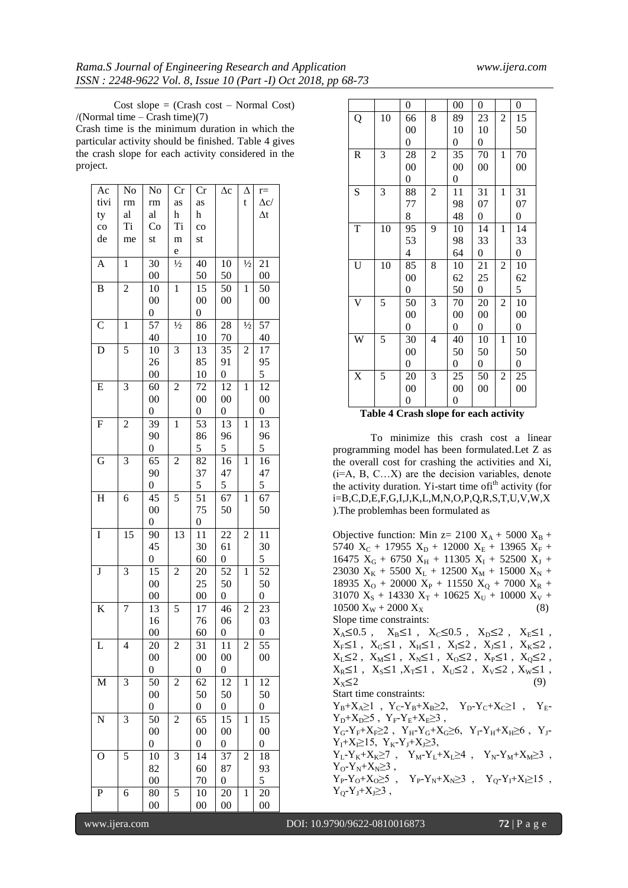Cost slope = (Crash cost – Normal Cost) /(Normal time – Crash time)(7)

Crash time is the minimum duration in which the particular activity should be finished. Table 4 gives the crash slope for each activity considered in the project.

| Activity code | Normal Time | Normal Cost | Crash Time | Crash cost | Δc | Δt | r= Δc/ Δt |
|---|---|---|---|---|---|---|---|
| A | 1 | 3000 | ½ | 4050 | 1050 | ½ | 2100 |
| B | 2 | 10000 | 1 | 15000 | 5000 | 1 | 5000 |
| C | 1 | 5740 | ½ | 8610 | 2870 | ½ | 5740 |
| D | 5 | 102600 | 3 | 138510 | 35910 | 2 | 17955 |
| E | 3 | 60000 | 2 | 72000 | 12000 | 1 | 12000 |
| F | 2 | 39900 | 1 | 53865 | 13965 | 1 | 13965 |
| G | 3 | 65900 | 2 | 82375 | 16475 | 1 | 16475 |
| H | 6 | 45000 | 5 | 51750 | 6750 | 1 | 6750 |
| I | 15 | 90450 | 13 | 113060 | 22610 | 2 | 11305 |
| J | 3 | 150000 | 2 | 202500 | 52500 | 1 | 52500 |
| K | 7 | 131600 | 5 | 177660 | 46060 | 2 | 23030 |
| L | 4 | 20000 | 2 | 31000 | 11000 | 2 | 5500 |
| M | 3 | 50000 | 2 | 62500 | 12500 | 1 | 12500 |
| N | 3 | 50000 | 2 | 65000 | 15000 | 1 | 15000 |
| O | 5 | 108200 | 3 | 146070 | 37870 | 2 | 18935 |
| P | 6 | 80000 | 5 | 100000 | 20000 | 1 | 20000 |
| Q | 10 | 66000 | 8 | 89100 | 23100 | 2 | 11550 |
| R | 3 | 28000 | 2 | 35000 | 7000 | 1 | 7000 |
| S | 3 | 88778 | 2 | 119848 | 31070 | 1 | 31070 |
| T | 10 | 95534 | 9 | 109864 | 14330 | 1 | 14330 |
| U | 10 | 85000 | 8 | 106250 | 21250 | 2 | 10625 |
| V | 5 | 50000 | 3 | 70000 | 20000 | 2 | 10000 |
| W | 5 | 30000 | 4 | 40500 | 10500 | 1 | 10500 |
| X | 5 | 20000 | 3 | 25000 | 5000 | 2 | 2500 |

**Table 4 Crash slope for each activity**

To minimize this crash cost a linear programming model has been formulated.Let Z as the overall cost for crashing the activities and Xi, (i=A, B, C…X) are the decision variables, denote the activity duration. Yi-start time ofi[th] activity (for i=B,C,D,E,F,G,I,J,K,L,M,N,O,P,Q,R,S,T,U,V,W,X ).The problemhas been formulated as

Objective function: Min z= $2100\ X_A + 5000\ X_B + 5740\ X_C + 17955\ X_D + 12000\ X_E + 13965\ X_F + 16475\ X_G + 6750\ X_H + 11305\ X_I + 52500\ X_J + 23030\ X_K + 5500\ X_L + 12500\ X_M + 15000\ X_N + 18935\ X_O + 20000\ X_P + 11550\ X_Q + 7000\ X_R + 31070\ X_S + 14330\ X_T + 10625\ X_U + 10000\ X_V + 10500\ X_W + 2000\ X_X$ (8)

Slope time constraints:

$X_A \leq 0.5$ , $X_B \leq 1$ , $X_C \leq 0.5$ , $X_D \leq 2$ , $X_E \leq 1$ , $X_F \leq 1$ , $X_G \leq 1$ , $X_H \leq 1$ , $X_I \leq 2$ , $X_J \leq 1$ , $X_K \leq 2$ , $X_L \leq 2$ , $X_M \leq 1$ , $X_N \leq 1$ , $X_O \leq 2$ , $X_P \leq 1$ , $X_Q \leq 2$ , $X_R \leq 1$ , $X_S \leq 1$ ,$X_T \leq 1$ , $X_U \leq 2$ , $X_V \leq 2$ , $X_W \leq 1$ , $X_X \leq 2$ (9)

Start time constraints:

$Y_B + X_A \geq 1$ , $Y_C - Y_B + X_B \geq 2$, $Y_D - Y_C + X_C \geq 1$ , $Y_E - Y_D + X_D \geq 5$ , $Y_F - Y_E + X_E \geq 3$ ,

$Y_G - Y_F + X_F \geq 2$ , $Y_H - Y_G + X_G \geq 6$, $Y_I - Y_H + X_H \geq 6$ , $Y_J - Y_I + X_I \geq 15$, $Y_K - Y_J + X_J \geq 3$,

$Y_L - Y_K + X_K \geq 7$ , $Y_M - Y_L + X_L \geq 4$ , $Y_N - Y_M + X_M \geq 3$ , $Y_O - Y_N + X_N \geq 3$ ,

$Y_P - Y_O + X_O \geq 5$ , $Y_P - Y_N + X_N \geq 3$ , $Y_Q - Y_I + X_I \geq 15$ , $Y_Q - Y_J + X_J \geq 3$ ,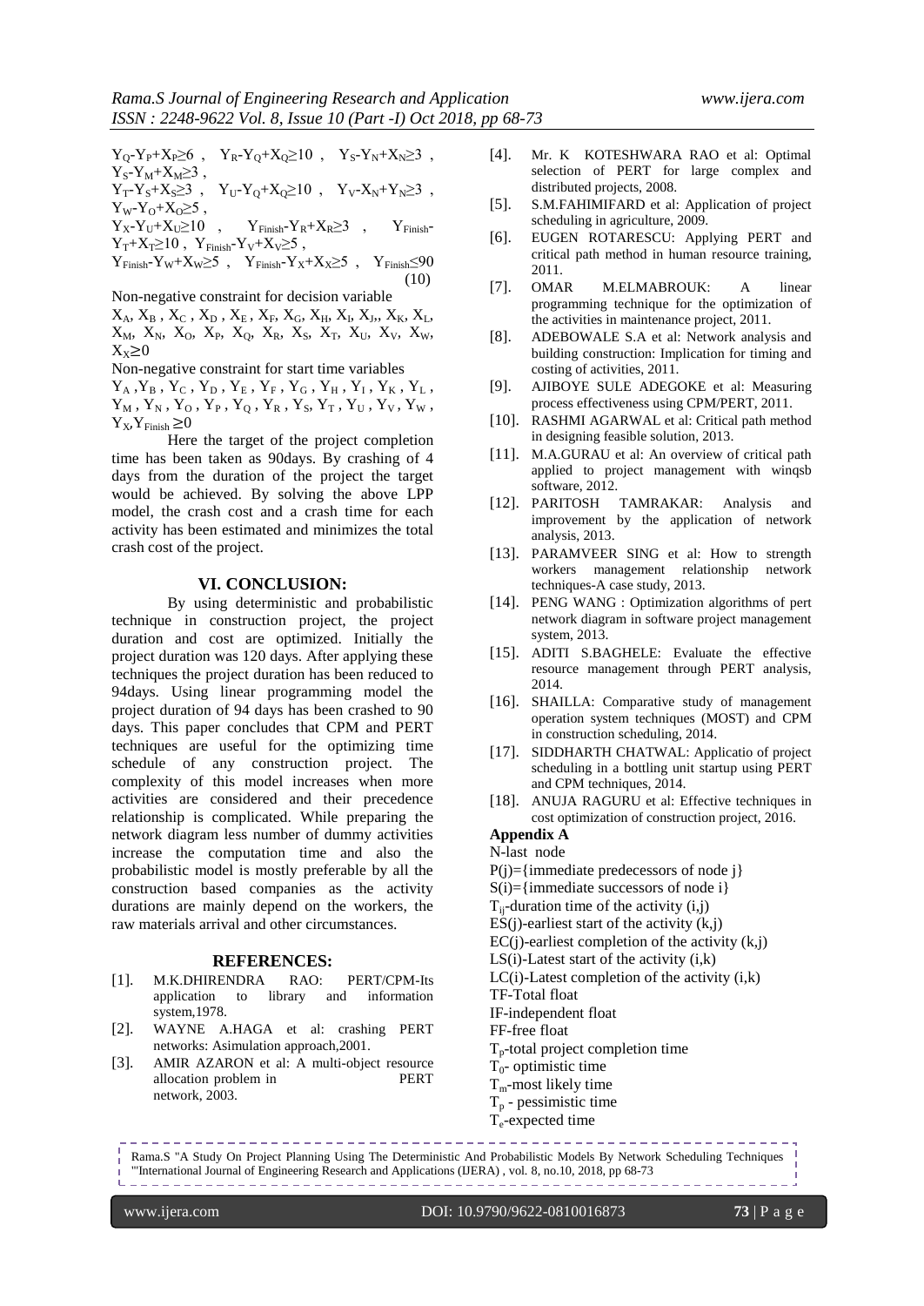$Y_Q$-$Y_P$+$X_P$≥6 , $Y_R$-$Y_Q$+$X_Q$≥10 , $Y_S$-$Y_N$+$X_N$≥3 , $Y_S$-$Y_M$+$X_M$≥3 ,
$Y_T$-$Y_S$+$X_S$≥3 , $Y_U$-$Y_Q$+$X_Q$≥10 , $Y_V$-$X_N$+$Y_N$≥3 , $Y_W$-$Y_O$+$X_O$≥5 ,
$Y_X$-$Y_U$+$X_U$≥10 , $Y_{Finish}$-$Y_R$+$X_R$≥3 , $Y_{Finish}$-$Y_T$+$X_T$≥10 , $Y_{Finish}$-$Y_V$+$X_V$≥5 ,
$Y_{Finish}$-$Y_W$+$X_W$≥5 , $Y_{Finish}$-$Y_X$+$X_X$≥5 , $Y_{Finish}$≤90 (10)

Non-negative constraint for decision variable

$X_A$, $X_B$ , $X_C$ , $X_D$ , $X_E$ , $X_F$, $X_G$, $X_H$, $X_I$, $X_J$,, $X_K$, $X_L$, $X_M$, $X_N$, $X_O$, $X_P$, $X_Q$, $X_R$, $X_S$, $X_T$, $X_U$, $X_V$, $X_W$, $X_X$≥0

Non-negative constraint for start time variables

$Y_A$ ,$Y_B$ , $Y_C$ , $Y_D$ , $Y_E$ , $Y_F$ , $Y_G$ , $Y_H$ , $Y_I$ , $Y_K$ , $Y_L$ , $Y_M$ , $Y_N$ , $Y_O$ , $Y_P$ , $Y_Q$ , $Y_R$ , $Y_S$, $Y_T$ , $Y_U$ , $Y_V$ , $Y_W$ , $Y_X$,$Y_{Finish}$ ≥0

Here the target of the project completion time has been taken as 90days. By crashing of 4 days from the duration of the project the target would be achieved. By solving the above LPP model, the crash cost and a crash time for each activity has been estimated and minimizes the total crash cost of the project.

## VI. CONCLUSION:

By using deterministic and probabilistic technique in construction project, the project duration and cost are optimized. Initially the project duration was 120 days. After applying these techniques the project duration has been reduced to 94days. Using linear programming model the project duration of 94 days has been crashed to 90 days. This paper concludes that CPM and PERT techniques are useful for the optimizing time schedule of any construction project. The complexity of this model increases when more activities are considered and their precedence relationship is complicated. While preparing the network diagram less number of dummy activities increase the computation time and also the probabilistic model is mostly preferable by all the construction based companies as the activity durations are mainly depend on the workers, the raw materials arrival and other circumstances.

## REFERENCES:

[1]. M.K.DHIRENDRA RAO: PERT/CPM-Its application to library and information system,1978.
[2]. WAYNE A.HAGA et al: crashing PERT networks: Asimulation approach,2001.
[3]. AMIR AZARON et al: A multi-object resource allocation problem in PERT network, 2003.
[4]. Mr. K KOTESHWARA RAO et al: Optimal selection of PERT for large complex and distributed projects, 2008.
[5]. S.M.FAHIMIFARD et al: Application of project scheduling in agriculture, 2009.
[6]. EUGEN ROTARESCU: Applying PERT and critical path method in human resource training, 2011.
[7]. OMAR M.ELMABROUK: A linear programming technique for the optimization of the activities in maintenance project, 2011.
[8]. ADEBOWALE S.A et al: Network analysis and building construction: Implication for timing and costing of activities, 2011.
[9]. AJIBOYE SULE ADEGOKE et al: Measuring process effectiveness using CPM/PERT, 2011.
[10]. RASHMI AGARWAL et al: Critical path method in designing feasible solution, 2013.
[11]. M.A.GURAU et al: An overview of critical path applied to project management with winqsb software, 2012.
[12]. PARITOSH TAMRAKAR: Analysis and improvement by the application of network analysis, 2013.
[13]. PARAMVEER SING et al: How to strength workers management relationship network techniques-A case study, 2013.
[14]. PENG WANG : Optimization algorithms of pert network diagram in software project management system, 2013.
[15]. ADITI S.BAGHELE: Evaluate the effective resource management through PERT analysis, 2014.
[16]. SHAILLA: Comparative study of management operation system techniques (MOST) and CPM in construction scheduling, 2014.
[17]. SIDDHARTH CHATWAL: Applicatio of project scheduling in a bottling unit startup using PERT and CPM techniques, 2014.
[18]. ANUJA RAGURU et al: Effective techniques in cost optimization of construction project, 2016.

**Appendix A**

N-last node
P(j)={immediate predecessors of node j}
S(i)={immediate successors of node i}
$T_{ij}$-duration time of the activity (i,j)
ES(j)-earliest start of the activity (k,j)
EC(j)-earliest completion of the activity (k,j)
LS(i)-Latest start of the activity (i,k)
LC(i)-Latest completion of the activity (i,k)
TF-Total float
IF-independent float
FF-free float
$T_p$-total project completion time
$T_0$- optimistic time
$T_m$-most likely time
$T_p$ - pessimistic time
$T_e$-expected time

Rama.S "A Study On Project Planning Using The Deterministic And Probabilistic Models By Network Scheduling Techniques "'International Journal of Engineering Research and Applications (IJERA) , vol. 8, no.10, 2018, pp 68-73